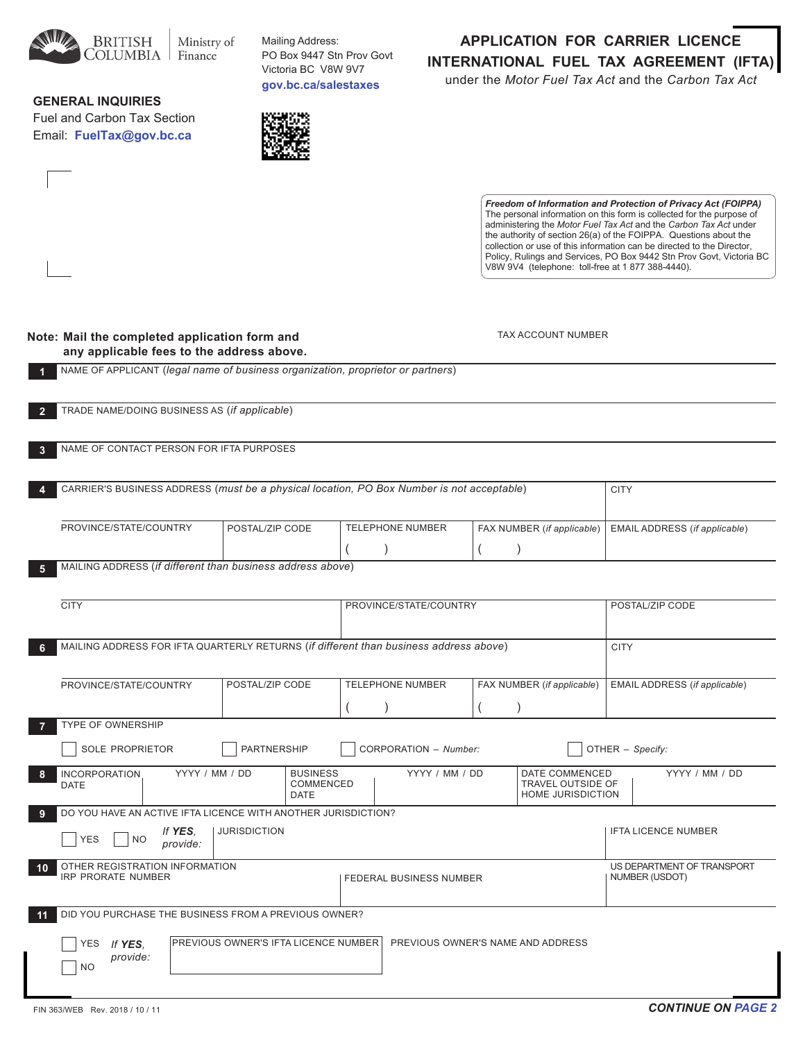BRITISH COLUMBIA | Ministry of Finance

Mailing Address:
PO Box 9447 Stn Prov Govt
Victoria BC V8W 9V7
**gov.bc.ca/salestaxes**

# APPLICATION FOR CARRIER LICENCE INTERNATIONAL FUEL TAX AGREEMENT (IFTA)

under the *Motor Fuel Tax Act* and the *Carbon Tax Act*

**GENERAL INQUIRIES**
Fuel and Carbon Tax Section
Email: **FuelTax@gov.bc.ca**

***Freedom of Information and Protection of Privacy Act (FOIPPA)***
The personal information on this form is collected for the purpose of administering the *Motor Fuel Tax Act* and the *Carbon Tax Act* under the authority of section 26(a) of the FOIPPA. Questions about the collection or use of this information can be directed to the Director, Policy, Rulings and Services, PO Box 9442 Stn Prov Govt, Victoria BC V8W 9V4 (telephone: toll-free at 1 877 388-4440).

**Note: Mail the completed application form and any applicable fees to the address above.**

TAX ACCOUNT NUMBER

**1** NAME OF APPLICANT (*legal name of business organization, proprietor or partners*)

**2** TRADE NAME/DOING BUSINESS AS (*if applicable*)

**3** NAME OF CONTACT PERSON FOR IFTA PURPOSES

**4** CARRIER'S BUSINESS ADDRESS (*must be a physical location, PO Box Number is not acceptable*)

| CITY | | | | |
|---|---|---|---|---|
| PROVINCE/STATE/COUNTRY | POSTAL/ZIP CODE | TELEPHONE NUMBER ( ) | FAX NUMBER (*if applicable*) ( ) | EMAIL ADDRESS (*if applicable*) |

**5** MAILING ADDRESS (*if different than business address above*)

| CITY | PROVINCE/STATE/COUNTRY | POSTAL/ZIP CODE |
|---|---|---|

**6** MAILING ADDRESS FOR IFTA QUARTERLY RETURNS (*if different than business address above*)

| CITY | | | | |
|---|---|---|---|---|
| PROVINCE/STATE/COUNTRY | POSTAL/ZIP CODE | TELEPHONE NUMBER ( ) | FAX NUMBER (*if applicable*) ( ) | EMAIL ADDRESS (*if applicable*) |

**7** TYPE OF OWNERSHIP

☐ SOLE PROPRIETOR ☐ PARTNERSHIP ☐ CORPORATION – *Number:* ☐ OTHER – *Specify:*

**8**

| INCORPORATION DATE | YYYY / MM / DD | BUSINESS COMMENCED DATE | YYYY / MM / DD | DATE COMMENCED TRAVEL OUTSIDE OF HOME JURISDICTION | YYYY / MM / DD |
|---|---|---|---|---|---|

**9** DO YOU HAVE AN ACTIVE IFTA LICENCE WITH ANOTHER JURISDICTION?

☐ YES ☐ NO *If **YES**, provide:*

| JURISDICTION | IFTA LICENCE NUMBER |
|---|---|

**10** OTHER REGISTRATION INFORMATION

| IRP PRORATE NUMBER | FEDERAL BUSINESS NUMBER | US DEPARTMENT OF TRANSPORT NUMBER (USDOT) |
|---|---|---|

**11** DID YOU PURCHASE THE BUSINESS FROM A PREVIOUS OWNER?

☐ YES ☐ NO *If **YES**, provide:*

| PREVIOUS OWNER'S IFTA LICENCE NUMBER | PREVIOUS OWNER'S NAME AND ADDRESS |
|---|---|

FIN 363/WEB Rev. 2018 / 10 / 11

***CONTINUE ON PAGE 2***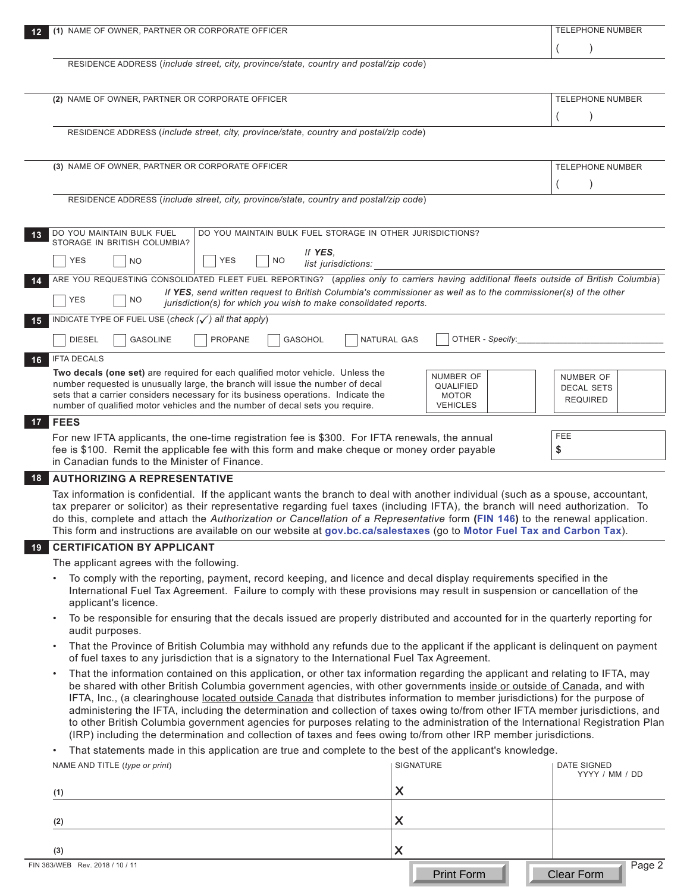**12** (1) NAME OF OWNER, PARTNER OR CORPORATE OFFICER

TELEPHONE NUMBER ( )

RESIDENCE ADDRESS (*include street, city, province/state, country and postal/zip code*)

(2) NAME OF OWNER, PARTNER OR CORPORATE OFFICER

TELEPHONE NUMBER ( )

RESIDENCE ADDRESS (*include street, city, province/state, country and postal/zip code*)

(3) NAME OF OWNER, PARTNER OR CORPORATE OFFICER

TELEPHONE NUMBER ( )

RESIDENCE ADDRESS (*include street, city, province/state, country and postal/zip code*)

**13** DO YOU MAINTAIN BULK FUEL STORAGE IN BRITISH COLUMBIA?

☐ YES ☐ NO

DO YOU MAINTAIN BULK FUEL STORAGE IN OTHER JURISDICTIONS?

☐ YES ☐ NO *If **YES**, list jurisdictions:* ____________

**14** ARE YOU REQUESTING CONSOLIDATED FLEET FUEL REPORTING? (*applies only to carriers having additional fleets outside of British Columbia*)

☐ YES ☐ NO *If **YES**, send written request to British Columbia's commissioner as well as to the commissioner(s) of the other jurisdiction(s) for which you wish to make consolidated reports.*

**15** INDICATE TYPE OF FUEL USE (*check (✓) all that apply*)

☐ DIESEL ☐ GASOLINE ☐ PROPANE ☐ GASOHOL ☐ NATURAL GAS ☐ OTHER - *Specify*: ____________

**16** IFTA DECALS

**Two decals (one set)** are required for each qualified motor vehicle. Unless the number requested is unusually large, the branch will issue the number of decal sets that a carrier considers necessary for its business operations. Indicate the number of qualified motor vehicles and the number of decal sets you require.

NUMBER OF QUALIFIED MOTOR VEHICLES ____ NUMBER OF DECAL SETS REQUIRED ____

## 17 FEES

For new IFTA applicants, the one-time registration fee is $300. For IFTA renewals, the annual fee is $100. Remit the applicable fee with this form and make cheque or money order payable in Canadian funds to the Minister of Finance.

FEE $

## 18 AUTHORIZING A REPRESENTATIVE

Tax information is confidential. If the applicant wants the branch to deal with another individual (such as a spouse, accountant, tax preparer or solicitor) as their representative regarding fuel taxes (including IFTA), the branch will need authorization. To do this, complete and attach the *Authorization or Cancellation of a Representative* form **(FIN 146)** to the renewal application. This form and instructions are available on our website at **gov.bc.ca/salestaxes** (go to **Motor Fuel Tax and Carbon Tax**).

## 19 CERTIFICATION BY APPLICANT

The applicant agrees with the following.

- To comply with the reporting, payment, record keeping, and licence and decal display requirements specified in the International Fuel Tax Agreement. Failure to comply with these provisions may result in suspension or cancellation of the applicant's licence.
- To be responsible for ensuring that the decals issued are properly distributed and accounted for in the quarterly reporting for audit purposes.
- That the Province of British Columbia may withhold any refunds due to the applicant if the applicant is delinquent on payment of fuel taxes to any jurisdiction that is a signatory to the International Fuel Tax Agreement.
- That the information contained on this application, or other tax information regarding the applicant and relating to IFTA, may be shared with other British Columbia government agencies, with other governments inside or outside of Canada, and with IFTA, Inc., (a clearinghouse located outside Canada that distributes information to member jurisdictions) for the purpose of administering the IFTA, including the determination and collection of taxes owing to/from other IFTA member jurisdictions, and to other British Columbia government agencies for purposes relating to the administration of the International Registration Plan (IRP) including the determination and collection of taxes and fees owing to/from other IRP member jurisdictions.
- That statements made in this application are true and complete to the best of the applicant's knowledge.

| NAME AND TITLE (*type or print*) | SIGNATURE | DATE SIGNED YYYY / MM / DD |
|---|---|---|
| (1) | X | |
| (2) | X | |
| (3) | X | |

FIN 363/WEB Rev. 2018 / 10 / 11